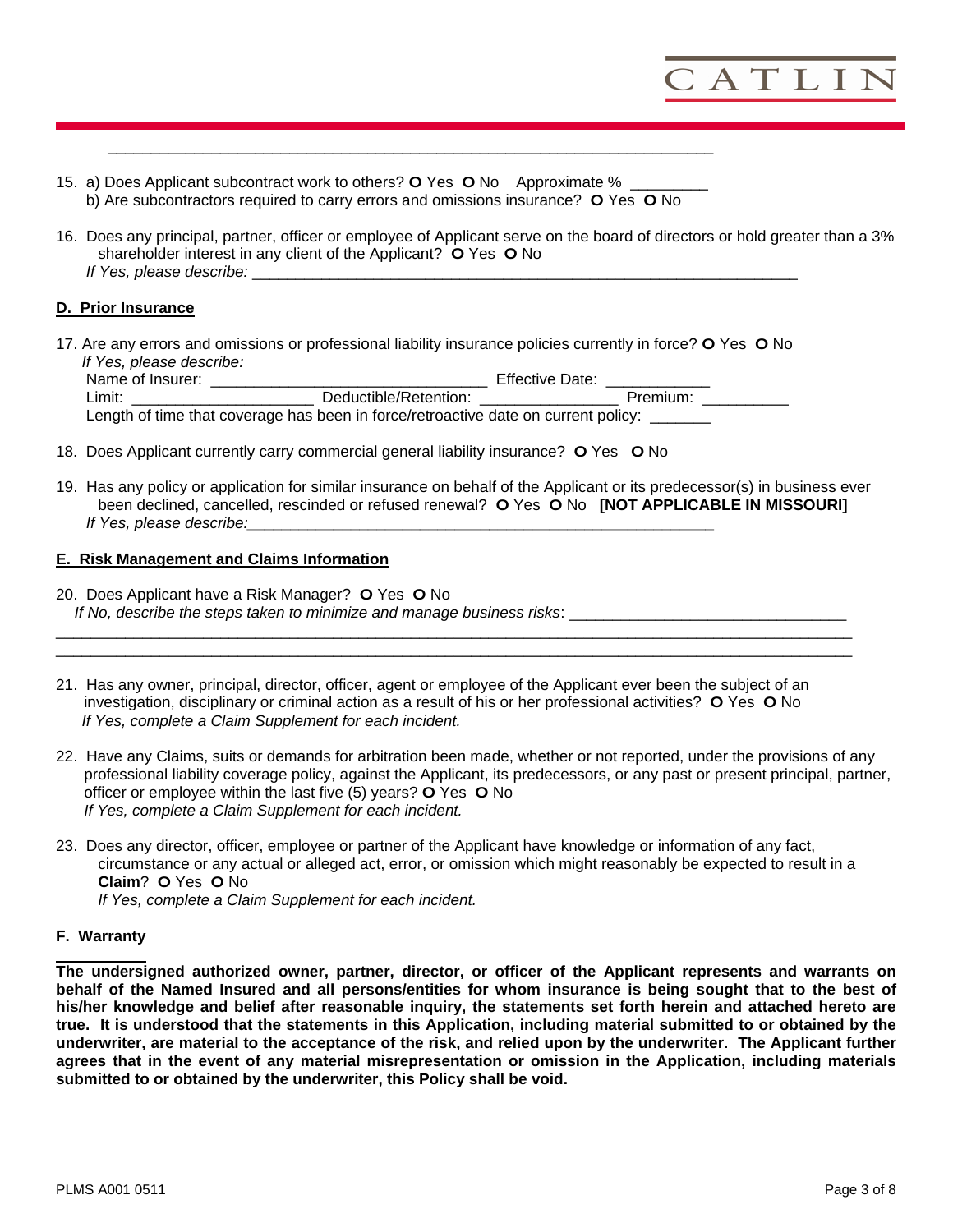\_\_\_\_\_\_\_\_\_\_\_\_\_\_\_\_\_\_\_\_\_\_\_\_\_\_\_\_\_\_\_\_\_\_\_\_\_\_\_\_\_\_\_\_\_\_\_\_\_\_\_\_\_\_\_\_\_\_\_\_\_\_\_\_\_\_\_\_

15. a) Does Applicant subcontract work to others? O Yes O No Approximate % \_\_\_\_\_\_\_\_\_
    b) Are subcontractors required to carry errors and omissions insurance? O Yes O No

16. Does any principal, partner, officer or employee of Applicant serve on the board of directors or hold greater than a 3% shareholder interest in any client of the Applicant? O Yes O No
    *If Yes, please describe:* \_\_\_\_\_\_\_\_\_\_\_\_\_\_\_\_\_\_\_\_\_\_\_\_\_\_\_\_\_\_\_\_\_\_\_\_\_\_\_\_\_\_\_\_\_\_\_\_\_\_\_\_\_\_\_\_\_\_\_\_\_\_\_

**D. Prior Insurance**

17. Are any errors and omissions or professional liability insurance policies currently in force? O Yes O No
    *If Yes, please describe:*
    Name of Insurer: \_\_\_\_\_\_\_\_\_\_\_\_\_\_\_\_\_\_\_\_\_\_\_\_\_\_\_\_\_\_\_\_ Effective Date: \_\_\_\_\_\_\_\_\_\_\_\_
    Limit: \_\_\_\_\_\_\_\_\_\_\_\_\_\_\_\_\_\_\_\_\_\_ Deductible/Retention: \_\_\_\_\_\_\_\_\_\_\_\_\_\_\_\_ Premium: \_\_\_\_\_\_\_\_\_\_
    Length of time that coverage has been in force/retroactive date on current policy: \_\_\_\_\_\_\_

18. Does Applicant currently carry commercial general liability insurance? O Yes O No

19. Has any policy or application for similar insurance on behalf of the Applicant or its predecessor(s) in business ever been declined, cancelled, rescinded or refused renewal? O Yes O No **[NOT APPLICABLE IN MISSOURI]**
    *If Yes, please describe:*\_\_\_\_\_\_\_\_\_\_\_\_\_\_\_\_\_\_\_\_\_\_\_\_\_\_\_\_\_\_\_\_\_\_\_\_\_\_\_\_\_\_\_\_\_\_\_\_\_\_\_\_\_\_\_\_

**E. Risk Management and Claims Information**

20. Does Applicant have a Risk Manager? O Yes O No
    *If No, describe the steps taken to minimize and manage business risks*: \_\_\_\_\_\_\_\_\_\_\_\_\_\_\_\_\_\_\_\_\_\_\_\_\_\_\_\_\_\_\_\_\_
    \_\_\_\_\_\_\_\_\_\_\_\_\_\_\_\_\_\_\_\_\_\_\_\_\_\_\_\_\_\_\_\_\_\_\_\_\_\_\_\_\_\_\_\_\_\_\_\_\_\_\_\_\_\_\_\_\_\_\_\_\_\_\_\_\_\_\_\_\_\_\_\_\_\_\_\_\_\_\_\_\_\_\_\_\_\_\_\_\_\_\_\_\_\_
    \_\_\_\_\_\_\_\_\_\_\_\_\_\_\_\_\_\_\_\_\_\_\_\_\_\_\_\_\_\_\_\_\_\_\_\_\_\_\_\_\_\_\_\_\_\_\_\_\_\_\_\_\_\_\_\_\_\_\_\_\_\_\_\_\_\_\_\_\_\_\_\_\_\_\_\_\_\_\_\_\_\_\_\_\_\_\_\_\_\_\_\_\_\_

21. Has any owner, principal, director, officer, agent or employee of the Applicant ever been the subject of an investigation, disciplinary or criminal action as a result of his or her professional activities? O Yes O No
    *If Yes, complete a Claim Supplement for each incident.*

22. Have any Claims, suits or demands for arbitration been made, whether or not reported, under the provisions of any professional liability coverage policy, against the Applicant, its predecessors, or any past or present principal, partner, officer or employee within the last five (5) years? O Yes O No
    *If Yes, complete a Claim Supplement for each incident.*

23. Does any director, officer, employee or partner of the Applicant have knowledge or information of any fact, circumstance or any actual or alleged act, error, or omission which might reasonably be expected to result in a **Claim**? O Yes O No
    *If Yes, complete a Claim Supplement for each incident.*

**F. Warranty**

**The undersigned authorized owner, partner, director, or officer of the Applicant represents and warrants on behalf of the Named Insured and all persons/entities for whom insurance is being sought that to the best of his/her knowledge and belief after reasonable inquiry, the statements set forth herein and attached hereto are true. It is understood that the statements in this Application, including material submitted to or obtained by the underwriter, are material to the acceptance of the risk, and relied upon by the underwriter. The Applicant further agrees that in the event of any material misrepresentation or omission in the Application, including materials submitted to or obtained by the underwriter, this Policy shall be void.**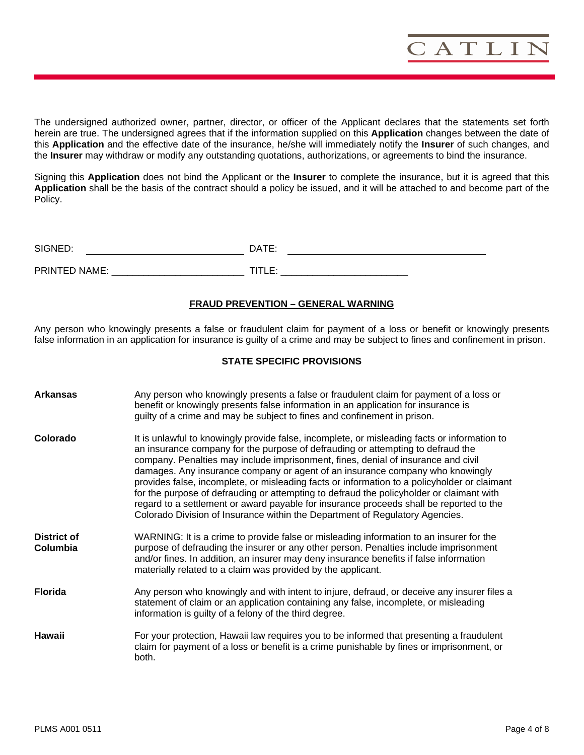The undersigned authorized owner, partner, director, or officer of the Applicant declares that the statements set forth herein are true. The undersigned agrees that if the information supplied on this **Application** changes between the date of this **Application** and the effective date of the insurance, he/she will immediately notify the **Insurer** of such changes, and the **Insurer** may withdraw or modify any outstanding quotations, authorizations, or agreements to bind the insurance.

Signing this **Application** does not bind the Applicant or the **Insurer** to complete the insurance, but it is agreed that this **Application** shall be the basis of the contract should a policy be issued, and it will be attached to and become part of the Policy.

SIGNED: ______________________________ DATE: ____________________________________

PRINTED NAME: _________________________ TITLE: ________________________

**FRAUD PREVENTION – GENERAL WARNING**

Any person who knowingly presents a false or fraudulent claim for payment of a loss or benefit or knowingly presents false information in an application for insurance is guilty of a crime and may be subject to fines and confinement in prison.

**STATE SPECIFIC PROVISIONS**

**Arkansas**
Any person who knowingly presents a false or fraudulent claim for payment of a loss or benefit or knowingly presents false information in an application for insurance is guilty of a crime and may be subject to fines and confinement in prison.

**Colorado**
It is unlawful to knowingly provide false, incomplete, or misleading facts or information to an insurance company for the purpose of defrauding or attempting to defraud the company. Penalties may include imprisonment, fines, denial of insurance and civil damages. Any insurance company or agent of an insurance company who knowingly provides false, incomplete, or misleading facts or information to a policyholder or claimant for the purpose of defrauding or attempting to defraud the policyholder or claimant with regard to a settlement or award payable for insurance proceeds shall be reported to the Colorado Division of Insurance within the Department of Regulatory Agencies.

**District of Columbia**
WARNING: It is a crime to provide false or misleading information to an insurer for the purpose of defrauding the insurer or any other person. Penalties include imprisonment and/or fines. In addition, an insurer may deny insurance benefits if false information materially related to a claim was provided by the applicant.

**Florida**
Any person who knowingly and with intent to injure, defraud, or deceive any insurer files a statement of claim or an application containing any false, incomplete, or misleading information is guilty of a felony of the third degree.

**Hawaii**
For your protection, Hawaii law requires you to be informed that presenting a fraudulent claim for payment of a loss or benefit is a crime punishable by fines or imprisonment, or both.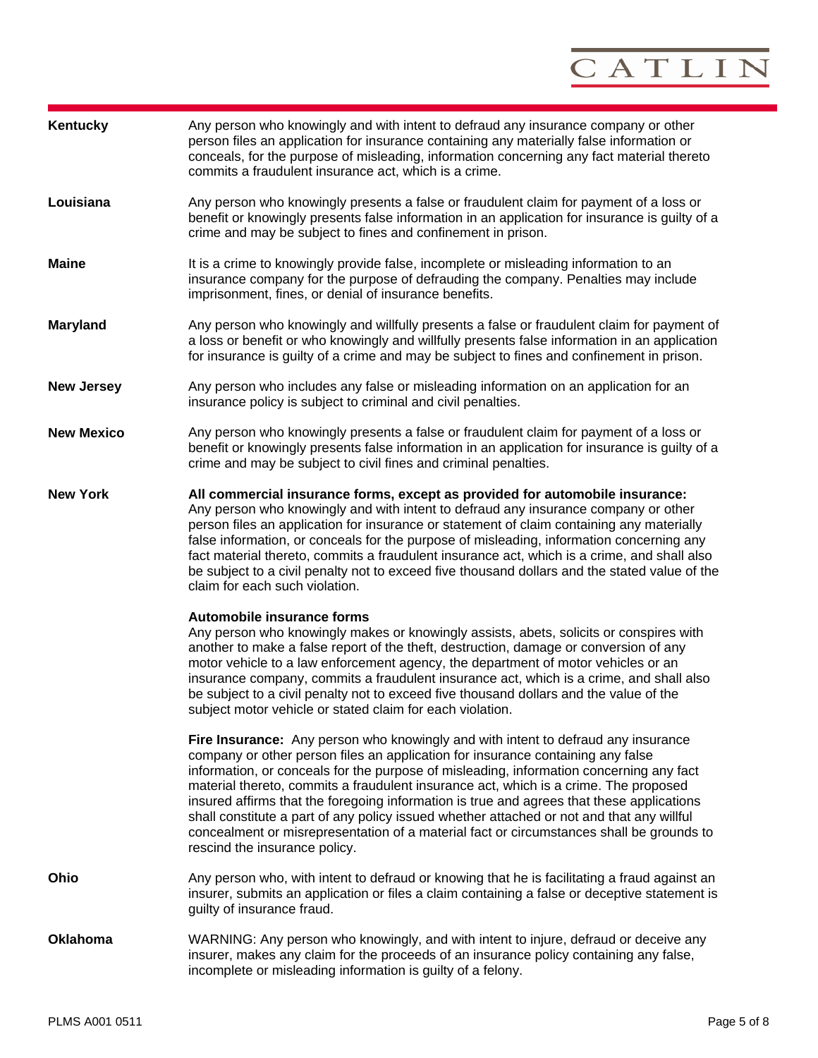**Kentucky**

Any person who knowingly and with intent to defraud any insurance company or other person files an application for insurance containing any materially false information or conceals, for the purpose of misleading, information concerning any fact material thereto commits a fraudulent insurance act, which is a crime.

**Louisiana**

Any person who knowingly presents a false or fraudulent claim for payment of a loss or benefit or knowingly presents false information in an application for insurance is guilty of a crime and may be subject to fines and confinement in prison.

**Maine**

It is a crime to knowingly provide false, incomplete or misleading information to an insurance company for the purpose of defrauding the company. Penalties may include imprisonment, fines, or denial of insurance benefits.

**Maryland**

Any person who knowingly and willfully presents a false or fraudulent claim for payment of a loss or benefit or who knowingly and willfully presents false information in an application for insurance is guilty of a crime and may be subject to fines and confinement in prison.

**New Jersey**

Any person who includes any false or misleading information on an application for an insurance policy is subject to criminal and civil penalties.

**New Mexico**

Any person who knowingly presents a false or fraudulent claim for payment of a loss or benefit or knowingly presents false information in an application for insurance is guilty of a crime and may be subject to civil fines and criminal penalties.

**New York**

**All commercial insurance forms, except as provided for automobile insurance:**
Any person who knowingly and with intent to defraud any insurance company or other person files an application for insurance or statement of claim containing any materially false information, or conceals for the purpose of misleading, information concerning any fact material thereto, commits a fraudulent insurance act, which is a crime, and shall also be subject to a civil penalty not to exceed five thousand dollars and the stated value of the claim for each such violation.

**Automobile insurance forms**
Any person who knowingly makes or knowingly assists, abets, solicits or conspires with another to make a false report of the theft, destruction, damage or conversion of any motor vehicle to a law enforcement agency, the department of motor vehicles or an insurance company, commits a fraudulent insurance act, which is a crime, and shall also be subject to a civil penalty not to exceed five thousand dollars and the value of the subject motor vehicle or stated claim for each violation.

**Fire Insurance:** Any person who knowingly and with intent to defraud any insurance company or other person files an application for insurance containing any false information, or conceals for the purpose of misleading, information concerning any fact material thereto, commits a fraudulent insurance act, which is a crime. The proposed insured affirms that the foregoing information is true and agrees that these applications shall constitute a part of any policy issued whether attached or not and that any willful concealment or misrepresentation of a material fact or circumstances shall be grounds to rescind the insurance policy.

**Ohio**

Any person who, with intent to defraud or knowing that he is facilitating a fraud against an insurer, submits an application or files a claim containing a false or deceptive statement is guilty of insurance fraud.

**Oklahoma**

WARNING: Any person who knowingly, and with intent to injure, defraud or deceive any insurer, makes any claim for the proceeds of an insurance policy containing any false, incomplete or misleading information is guilty of a felony.

PLMS A001 0511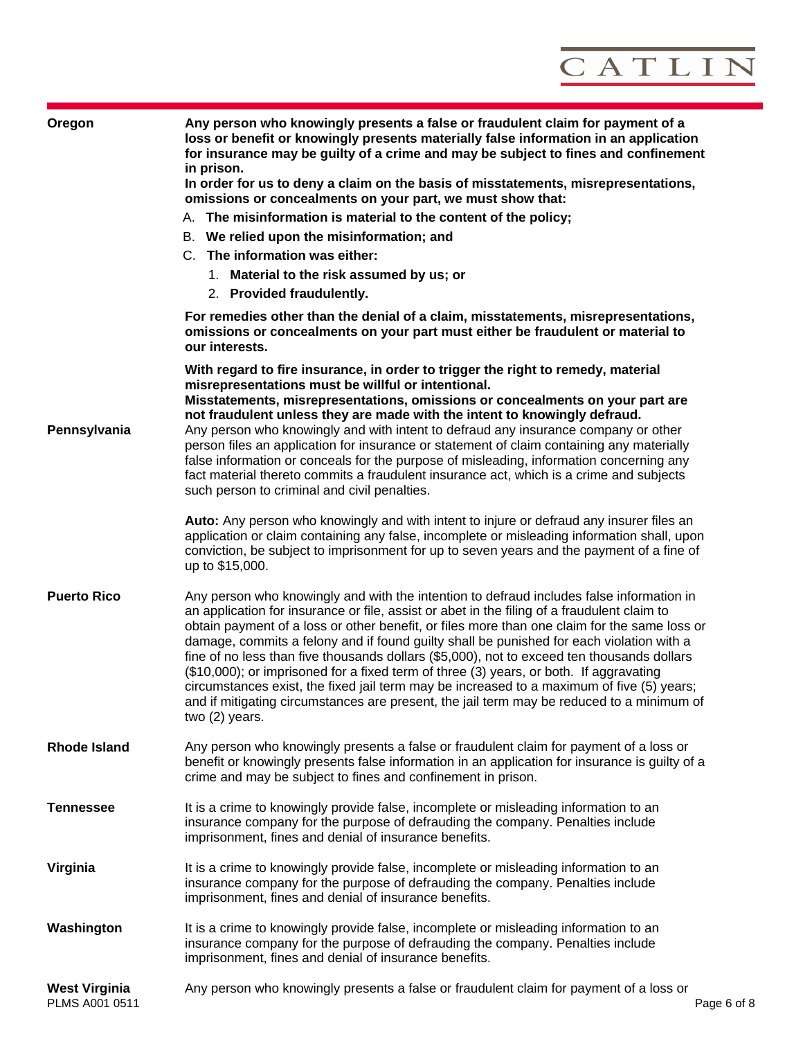**Oregon**

**Any person who knowingly presents a false or fraudulent claim for payment of a loss or benefit or knowingly presents materially false information in an application for insurance may be guilty of a crime and may be subject to fines and confinement in prison.**
**In order for us to deny a claim on the basis of misstatements, misrepresentations, omissions or concealments on your part, we must show that:**

A. **The misinformation is material to the content of the policy;**
B. **We relied upon the misinformation; and**
C. **The information was either:**
   1. **Material to the risk assumed by us; or**
   2. **Provided fraudulently.**

**For remedies other than the denial of a claim, misstatements, misrepresentations, omissions or concealments on your part must either be fraudulent or material to our interests.**

**With regard to fire insurance, in order to trigger the right to remedy, material misrepresentations must be willful or intentional.**
**Misstatements, misrepresentations, omissions or concealments on your part are not fraudulent unless they are made with the intent to knowingly defraud.**

**Pennsylvania**

Any person who knowingly and with intent to defraud any insurance company or other person files an application for insurance or statement of claim containing any materially false information or conceals for the purpose of misleading, information concerning any fact material thereto commits a fraudulent insurance act, which is a crime and subjects such person to criminal and civil penalties.

**Auto:** Any person who knowingly and with intent to injure or defraud any insurer files an application or claim containing any false, incomplete or misleading information shall, upon conviction, be subject to imprisonment for up to seven years and the payment of a fine of up to $15,000.

**Puerto Rico**

Any person who knowingly and with the intention to defraud includes false information in an application for insurance or file, assist or abet in the filing of a fraudulent claim to obtain payment of a loss or other benefit, or files more than one claim for the same loss or damage, commits a felony and if found guilty shall be punished for each violation with a fine of no less than five thousands dollars ($5,000), not to exceed ten thousands dollars ($10,000); or imprisoned for a fixed term of three (3) years, or both. If aggravating circumstances exist, the fixed jail term may be increased to a maximum of five (5) years; and if mitigating circumstances are present, the jail term may be reduced to a minimum of two (2) years.

**Rhode Island**

Any person who knowingly presents a false or fraudulent claim for payment of a loss or benefit or knowingly presents false information in an application for insurance is guilty of a crime and may be subject to fines and confinement in prison.

**Tennessee**

It is a crime to knowingly provide false, incomplete or misleading information to an insurance company for the purpose of defrauding the company. Penalties include imprisonment, fines and denial of insurance benefits.

**Virginia**

It is a crime to knowingly provide false, incomplete or misleading information to an insurance company for the purpose of defrauding the company. Penalties include imprisonment, fines and denial of insurance benefits.

**Washington**

It is a crime to knowingly provide false, incomplete or misleading information to an insurance company for the purpose of defrauding the company. Penalties include imprisonment, fines and denial of insurance benefits.

**West Virginia**

Any person who knowingly presents a false or fraudulent claim for payment of a loss or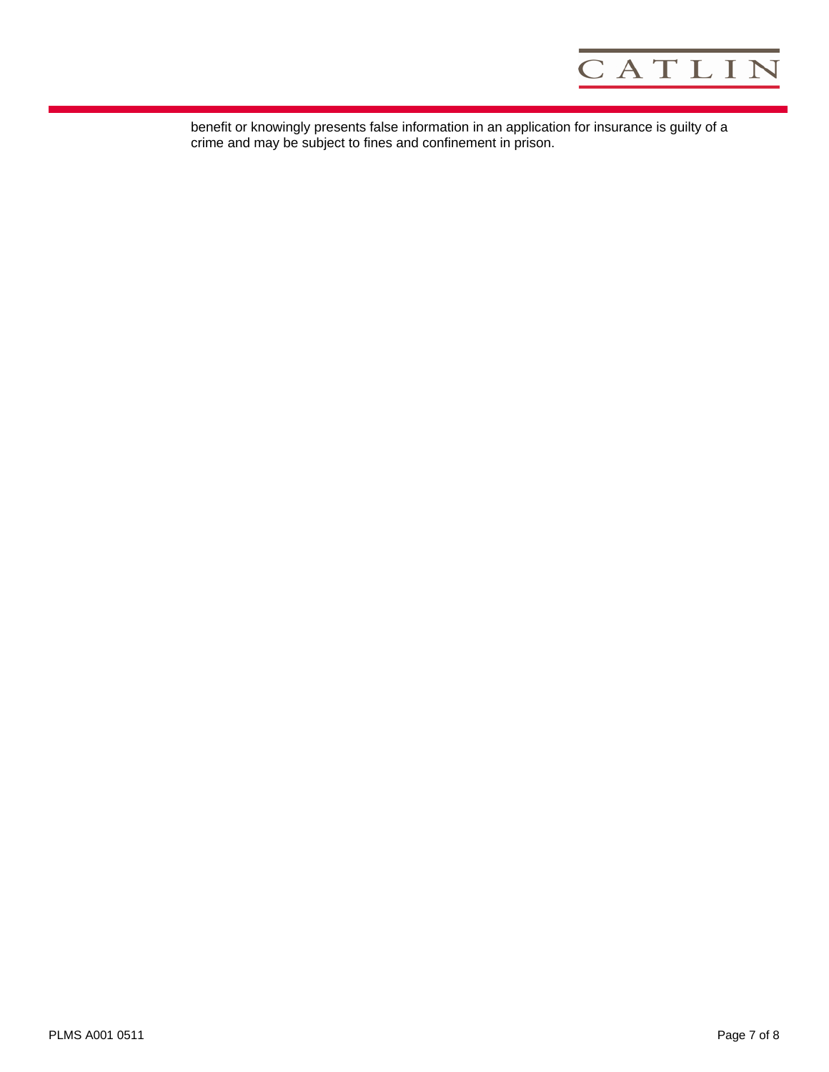benefit or knowingly presents false information in an application for insurance is guilty of a crime and may be subject to fines and confinement in prison.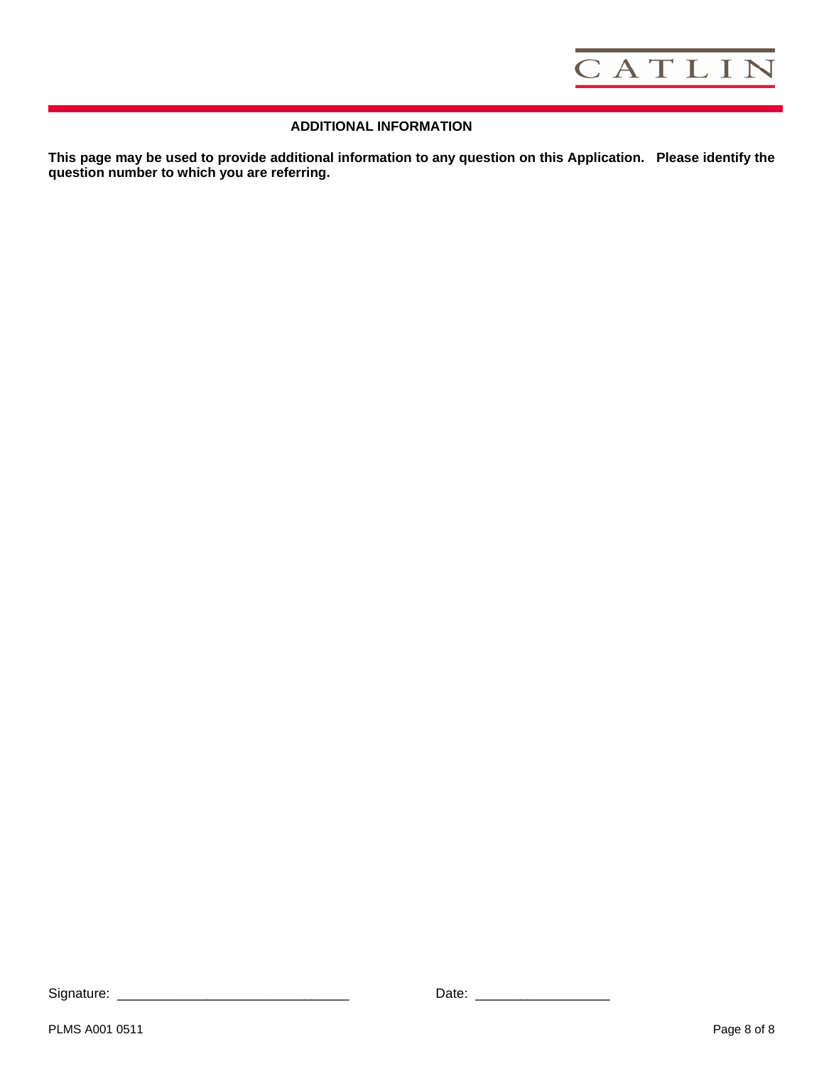CATLIN

## ADDITIONAL INFORMATION

**This page may be used to provide additional information to any question on this Application. Please identify the question number to which you are referring.**

Signature: _______________________________ Date: __________________

PLMS A001 0511